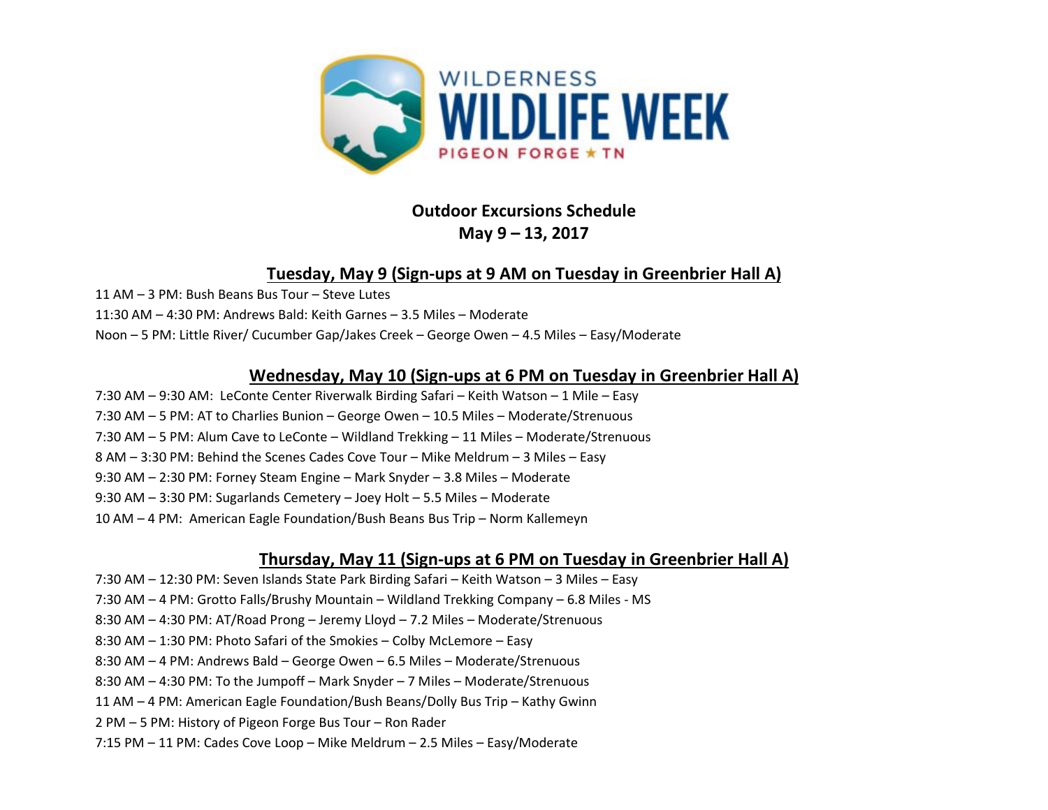WILDERNESS
# WILDLIFE WEEK
PIGEON FORGE ★ TN

**Outdoor Excursions Schedule**
**May 9 – 13, 2017**

## Tuesday, May 9 (Sign-ups at 9 AM on Tuesday in Greenbrier Hall A)

11 AM – 3 PM: Bush Beans Bus Tour – Steve Lutes
11:30 AM – 4:30 PM: Andrews Bald: Keith Garnes – 3.5 Miles – Moderate
Noon – 5 PM: Little River/ Cucumber Gap/Jakes Creek – George Owen – 4.5 Miles – Easy/Moderate

## Wednesday, May 10 (Sign-ups at 6 PM on Tuesday in Greenbrier Hall A)

7:30 AM – 9:30 AM: LeConte Center Riverwalk Birding Safari – Keith Watson – 1 Mile – Easy
7:30 AM – 5 PM: AT to Charlies Bunion – George Owen – 10.5 Miles – Moderate/Strenuous
7:30 AM – 5 PM: Alum Cave to LeConte – Wildland Trekking – 11 Miles – Moderate/Strenuous
8 AM – 3:30 PM: Behind the Scenes Cades Cove Tour – Mike Meldrum – 3 Miles – Easy
9:30 AM – 2:30 PM: Forney Steam Engine – Mark Snyder – 3.8 Miles – Moderate
9:30 AM – 3:30 PM: Sugarlands Cemetery – Joey Holt – 5.5 Miles – Moderate
10 AM – 4 PM: American Eagle Foundation/Bush Beans Bus Trip – Norm Kallemeyn

## Thursday, May 11 (Sign-ups at 6 PM on Tuesday in Greenbrier Hall A)

7:30 AM – 12:30 PM: Seven Islands State Park Birding Safari – Keith Watson – 3 Miles – Easy
7:30 AM – 4 PM: Grotto Falls/Brushy Mountain – Wildland Trekking Company – 6.8 Miles - MS
8:30 AM – 4:30 PM: AT/Road Prong – Jeremy Lloyd – 7.2 Miles – Moderate/Strenuous
8:30 AM – 1:30 PM: Photo Safari of the Smokies – Colby McLemore – Easy
8:30 AM – 4 PM: Andrews Bald – George Owen – 6.5 Miles – Moderate/Strenuous
8:30 AM – 4:30 PM: To the Jumpoff – Mark Snyder – 7 Miles – Moderate/Strenuous
11 AM – 4 PM: American Eagle Foundation/Bush Beans/Dolly Bus Trip – Kathy Gwinn
2 PM – 5 PM: History of Pigeon Forge Bus Tour – Ron Rader
7:15 PM – 11 PM: Cades Cove Loop – Mike Meldrum – 2.5 Miles – Easy/Moderate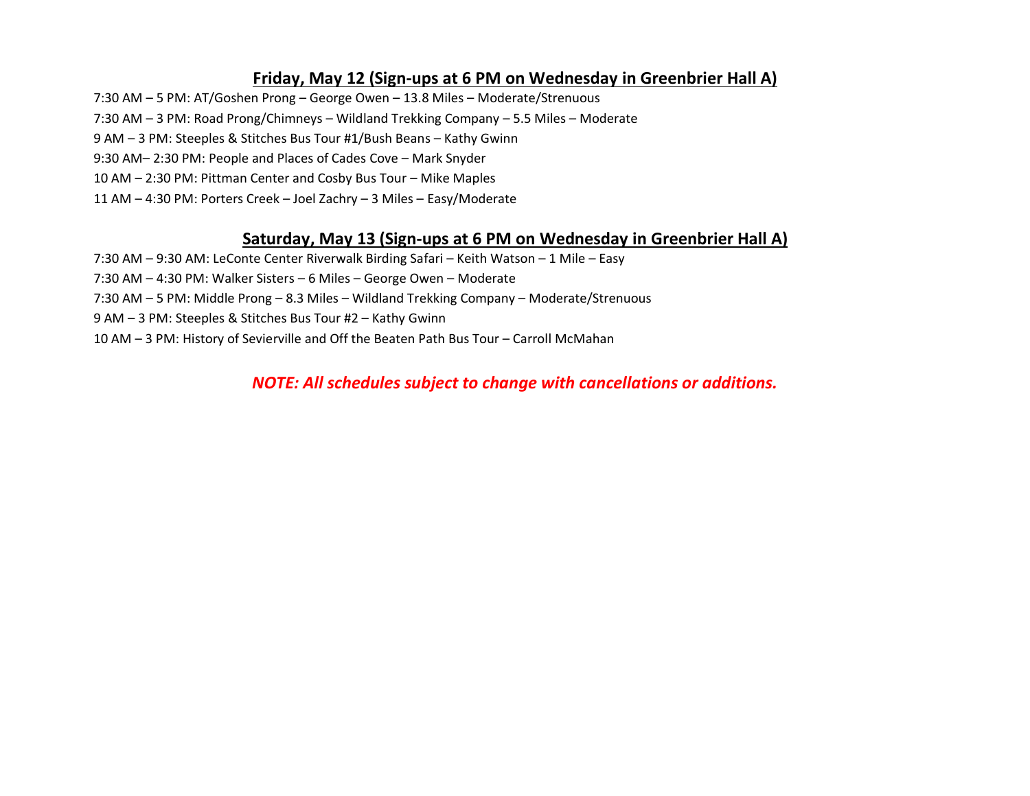## Friday, May 12 (Sign-ups at 6 PM on Wednesday in Greenbrier Hall A)

7:30 AM – 5 PM: AT/Goshen Prong – George Owen – 13.8 Miles – Moderate/Strenuous

7:30 AM – 3 PM: Road Prong/Chimneys – Wildland Trekking Company – 5.5 Miles – Moderate

9 AM – 3 PM: Steeples & Stitches Bus Tour #1/Bush Beans – Kathy Gwinn

9:30 AM– 2:30 PM: People and Places of Cades Cove – Mark Snyder

10 AM – 2:30 PM: Pittman Center and Cosby Bus Tour – Mike Maples

11 AM – 4:30 PM: Porters Creek – Joel Zachry – 3 Miles – Easy/Moderate

## Saturday, May 13 (Sign-ups at 6 PM on Wednesday in Greenbrier Hall A)

7:30 AM – 9:30 AM: LeConte Center Riverwalk Birding Safari – Keith Watson – 1 Mile – Easy

7:30 AM – 4:30 PM: Walker Sisters – 6 Miles – George Owen – Moderate

7:30 AM – 5 PM: Middle Prong – 8.3 Miles – Wildland Trekking Company – Moderate/Strenuous

9 AM – 3 PM: Steeples & Stitches Bus Tour #2 – Kathy Gwinn

10 AM – 3 PM: History of Sevierville and Off the Beaten Path Bus Tour – Carroll McMahan

***NOTE: All schedules subject to change with cancellations or additions.***